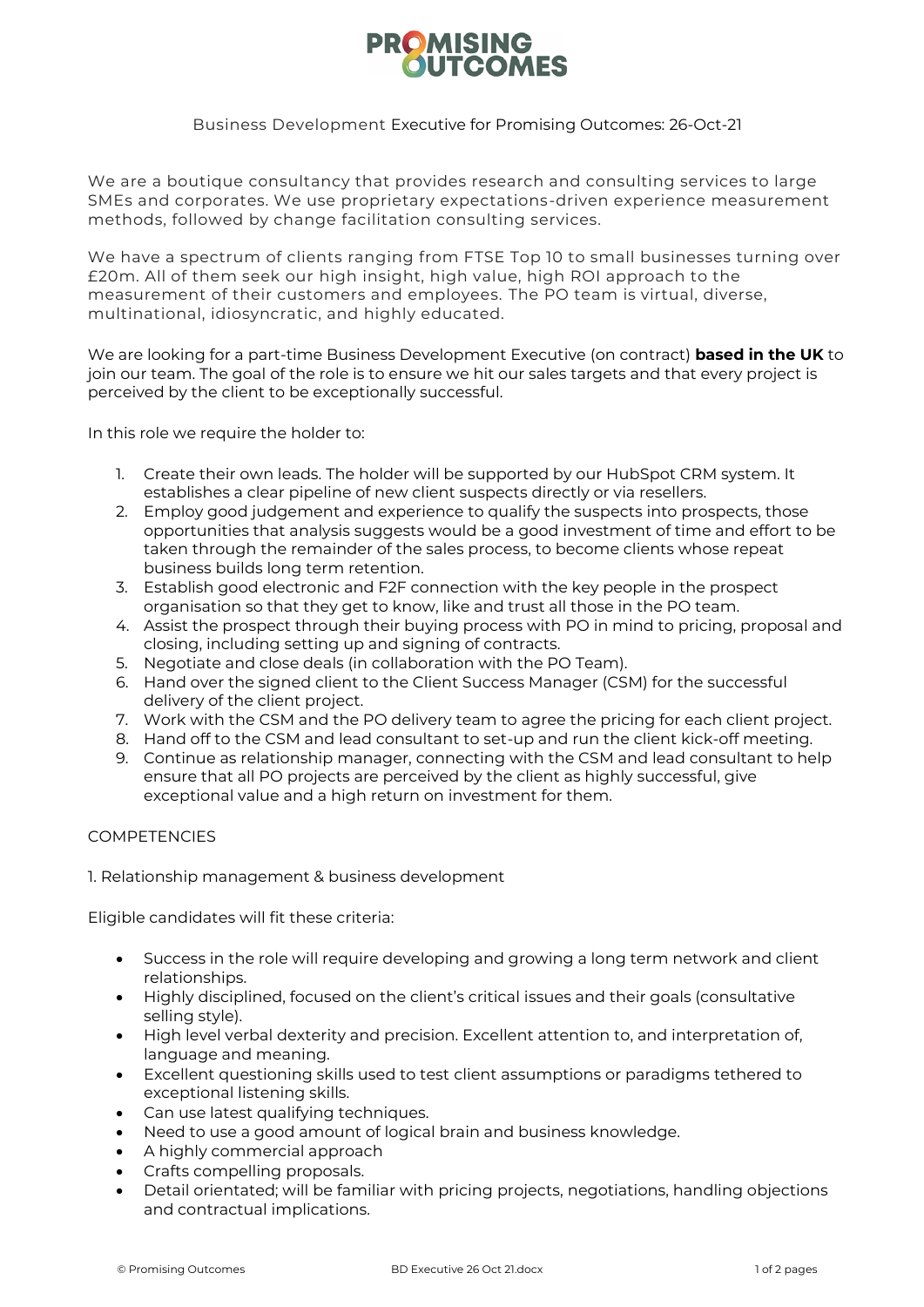# PROMISING OUTCOMES

Business Development Executive for Promising Outcomes: 26-Oct-21

We are a boutique consultancy that provides research and consulting services to large SMEs and corporates. We use proprietary expectations-driven experience measurement methods, followed by change facilitation consulting services.

We have a spectrum of clients ranging from FTSE Top 10 to small businesses turning over £20m. All of them seek our high insight, high value, high ROI approach to the measurement of their customers and employees. The PO team is virtual, diverse, multinational, idiosyncratic, and highly educated.

We are looking for a part-time Business Development Executive (on contract) **based in the UK** to join our team. The goal of the role is to ensure we hit our sales targets and that every project is perceived by the client to be exceptionally successful.

In this role we require the holder to:

1. Create their own leads. The holder will be supported by our HubSpot CRM system. It establishes a clear pipeline of new client suspects directly or via resellers.
2. Employ good judgement and experience to qualify the suspects into prospects, those opportunities that analysis suggests would be a good investment of time and effort to be taken through the remainder of the sales process, to become clients whose repeat business builds long term retention.
3. Establish good electronic and F2F connection with the key people in the prospect organisation so that they get to know, like and trust all those in the PO team.
4. Assist the prospect through their buying process with PO in mind to pricing, proposal and closing, including setting up and signing of contracts.
5. Negotiate and close deals (in collaboration with the PO Team).
6. Hand over the signed client to the Client Success Manager (CSM) for the successful delivery of the client project.
7. Work with the CSM and the PO delivery team to agree the pricing for each client project.
8. Hand off to the CSM and lead consultant to set-up and run the client kick-off meeting.
9. Continue as relationship manager, connecting with the CSM and lead consultant to help ensure that all PO projects are perceived by the client as highly successful, give exceptional value and a high return on investment for them.

COMPETENCIES

1. Relationship management & business development

Eligible candidates will fit these criteria:

- Success in the role will require developing and growing a long term network and client relationships.
- Highly disciplined, focused on the client's critical issues and their goals (consultative selling style).
- High level verbal dexterity and precision. Excellent attention to, and interpretation of, language and meaning.
- Excellent questioning skills used to test client assumptions or paradigms tethered to exceptional listening skills.
- Can use latest qualifying techniques.
- Need to use a good amount of logical brain and business knowledge.
- A highly commercial approach
- Crafts compelling proposals.
- Detail orientated; will be familiar with pricing projects, negotiations, handling objections and contractual implications.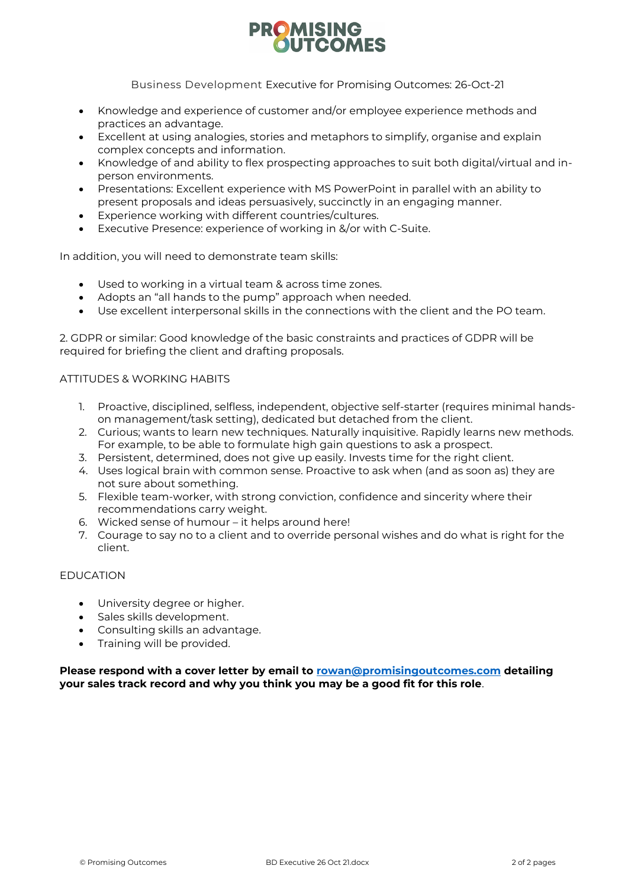# PROMISING OUTCOMES

Business Development Executive for Promising Outcomes: 26-Oct-21

- Knowledge and experience of customer and/or employee experience methods and practices an advantage.
- Excellent at using analogies, stories and metaphors to simplify, organise and explain complex concepts and information.
- Knowledge of and ability to flex prospecting approaches to suit both digital/virtual and in-person environments.
- Presentations: Excellent experience with MS PowerPoint in parallel with an ability to present proposals and ideas persuasively, succinctly in an engaging manner.
- Experience working with different countries/cultures.
- Executive Presence: experience of working in &/or with C-Suite.

In addition, you will need to demonstrate team skills:

- Used to working in a virtual team & across time zones.
- Adopts an "all hands to the pump" approach when needed.
- Use excellent interpersonal skills in the connections with the client and the PO team.

2. GDPR or similar: Good knowledge of the basic constraints and practices of GDPR will be required for briefing the client and drafting proposals.

ATTITUDES & WORKING HABITS

1. Proactive, disciplined, selfless, independent, objective self-starter (requires minimal hands-on management/task setting), dedicated but detached from the client.
2. Curious; wants to learn new techniques. Naturally inquisitive. Rapidly learns new methods. For example, to be able to formulate high gain questions to ask a prospect.
3. Persistent, determined, does not give up easily. Invests time for the right client.
4. Uses logical brain with common sense. Proactive to ask when (and as soon as) they are not sure about something.
5. Flexible team-worker, with strong conviction, confidence and sincerity where their recommendations carry weight.
6. Wicked sense of humour – it helps around here!
7. Courage to say no to a client and to override personal wishes and do what is right for the client.

EDUCATION

- University degree or higher.
- Sales skills development.
- Consulting skills an advantage.
- Training will be provided.

**Please respond with a cover letter by email to rowan@promisingoutcomes.com detailing your sales track record and why you think you may be a good fit for this role**.